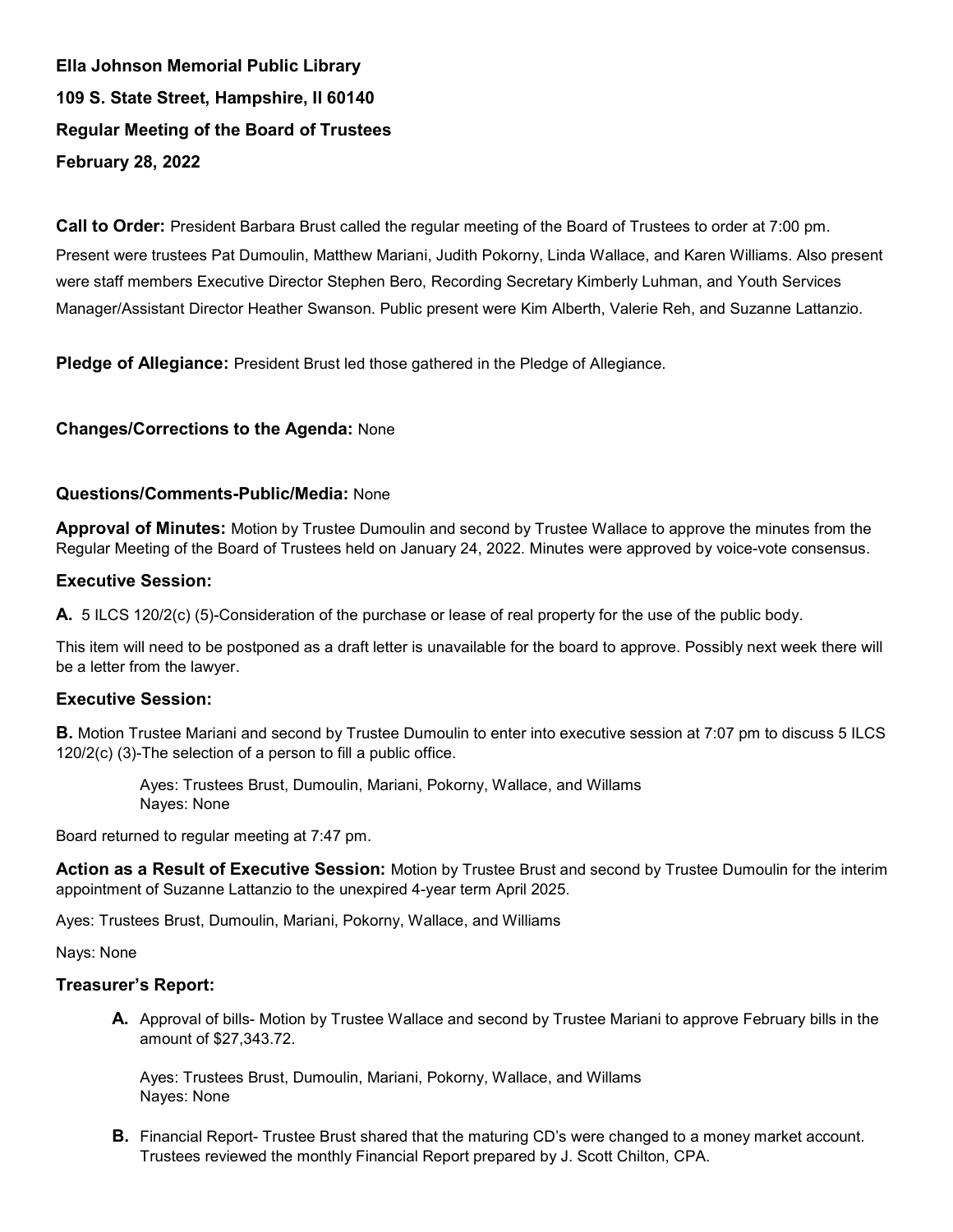**Ella Johnson Memorial Public Library**

**109 S. State Street, Hampshire, Il 60140**

**Regular Meeting of the Board of Trustees**

**February 28, 2022**

**Call to Order:** President Barbara Brust called the regular meeting of the Board of Trustees to order at 7:00 pm. Present were trustees Pat Dumoulin, Matthew Mariani, Judith Pokorny, Linda Wallace, and Karen Williams. Also present were staff members Executive Director Stephen Bero, Recording Secretary Kimberly Luhman, and Youth Services Manager/Assistant Director Heather Swanson. Public present were Kim Alberth, Valerie Reh, and Suzanne Lattanzio.

**Pledge of Allegiance:** President Brust led those gathered in the Pledge of Allegiance.

**Changes/Corrections to the Agenda:** None

**Questions/Comments-Public/Media:** None

**Approval of Minutes:** Motion by Trustee Dumoulin and second by Trustee Wallace to approve the minutes from the Regular Meeting of the Board of Trustees held on January 24, 2022. Minutes were approved by voice-vote consensus.

**Executive Session:**

**A.** 5 ILCS 120/2(c) (5)-Consideration of the purchase or lease of real property for the use of the public body.

This item will need to be postponed as a draft letter is unavailable for the board to approve. Possibly next week there will be a letter from the lawyer.

**Executive Session:**

**B.** Motion Trustee Mariani and second by Trustee Dumoulin to enter into executive session at 7:07 pm to discuss 5 ILCS 120/2(c) (3)-The selection of a person to fill a public office.

Ayes: Trustees Brust, Dumoulin, Mariani, Pokorny, Wallace, and Willams
Nayes: None

Board returned to regular meeting at 7:47 pm.

**Action as a Result of Executive Session:** Motion by Trustee Brust and second by Trustee Dumoulin for the interim appointment of Suzanne Lattanzio to the unexpired 4-year term April 2025.

Ayes: Trustees Brust, Dumoulin, Mariani, Pokorny, Wallace, and Williams

Nays: None

**Treasurer's Report:**

**A.** Approval of bills- Motion by Trustee Wallace and second by Trustee Mariani to approve February bills in the amount of $27,343.72.

Ayes: Trustees Brust, Dumoulin, Mariani, Pokorny, Wallace, and Willams
Nayes: None

**B.** Financial Report- Trustee Brust shared that the maturing CD's were changed to a money market account. Trustees reviewed the monthly Financial Report prepared by J. Scott Chilton, CPA.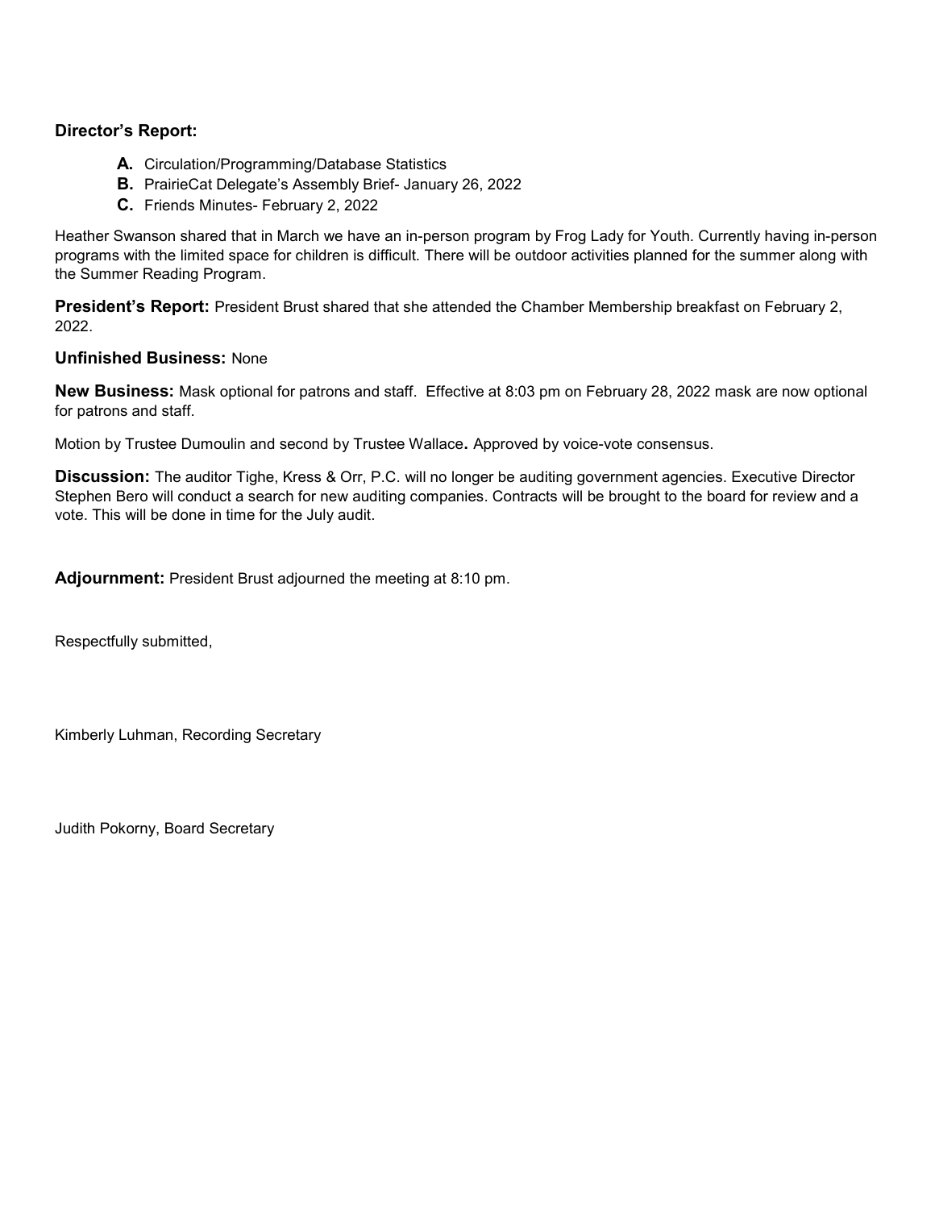**Director's Report:**

- **A.** Circulation/Programming/Database Statistics
- **B.** PrairieCat Delegate's Assembly Brief- January 26, 2022
- **C.** Friends Minutes- February 2, 2022

Heather Swanson shared that in March we have an in-person program by Frog Lady for Youth. Currently having in-person programs with the limited space for children is difficult. There will be outdoor activities planned for the summer along with the Summer Reading Program.

**President's Report:** President Brust shared that she attended the Chamber Membership breakfast on February 2, 2022.

**Unfinished Business:** None

**New Business:** Mask optional for patrons and staff. Effective at 8:03 pm on February 28, 2022 mask are now optional for patrons and staff.

Motion by Trustee Dumoulin and second by Trustee Wallace**.** Approved by voice-vote consensus.

**Discussion:** The auditor Tighe, Kress & Orr, P.C. will no longer be auditing government agencies. Executive Director Stephen Bero will conduct a search for new auditing companies. Contracts will be brought to the board for review and a vote. This will be done in time for the July audit.

**Adjournment:** President Brust adjourned the meeting at 8:10 pm.

Respectfully submitted,

Kimberly Luhman, Recording Secretary

Judith Pokorny, Board Secretary